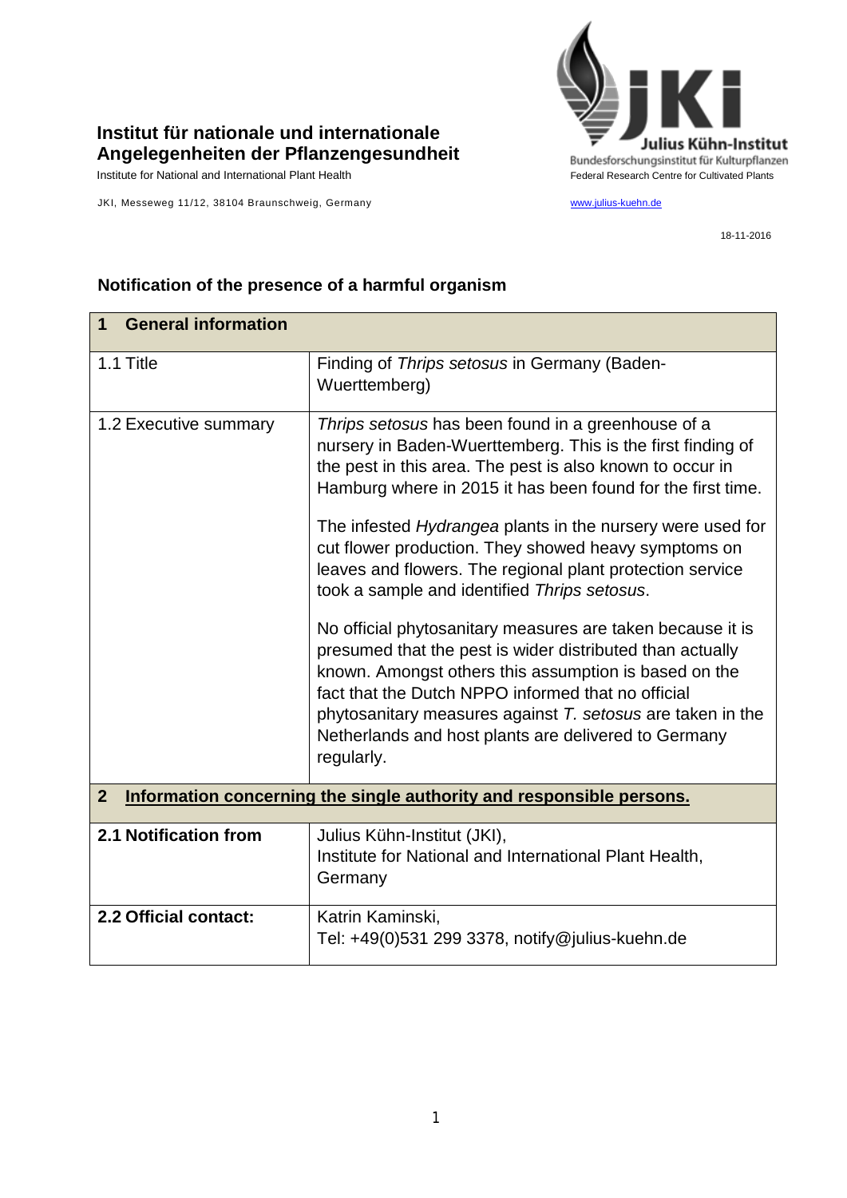**Institut für nationale und internationale Angelegenheiten der Pflanzengesundheit**

Institute for National and International Plant Health

JKI, Messeweg 11/12, 38104 Braunschweig, Germany

Julius Kühn-Institut
Bundesforschungsinstitut für Kulturpflanzen
Federal Research Centre for Cultivated Plants

www.julius-kuehn.de

18-11-2016

## Notification of the presence of a harmful organism

| **1 General information** | |
|---|---|
| 1.1 Title | Finding of *Thrips setosus* in Germany (Baden-Wuerttemberg) |
| 1.2 Executive summary | *Thrips setosus* has been found in a greenhouse of a nursery in Baden-Wuerttemberg. This is the first finding of the pest in this area. The pest is also known to occur in Hamburg where in 2015 it has been found for the first time.<br><br>The infested *Hydrangea* plants in the nursery were used for cut flower production. They showed heavy symptoms on leaves and flowers. The regional plant protection service took a sample and identified *Thrips setosus*.<br><br>No official phytosanitary measures are taken because it is presumed that the pest is wider distributed than actually known. Amongst others this assumption is based on the fact that the Dutch NPPO informed that no official phytosanitary measures against *T. setosus* are taken in the Netherlands and host plants are delivered to Germany regularly. |
| **2 Information concerning the single authority and responsible persons.** | |
| **2.1 Notification from** | Julius Kühn-Institut (JKI),<br>Institute for National and International Plant Health, Germany |
| **2.2 Official contact:** | Katrin Kaminski,<br>Tel: +49(0)531 299 3378, notify@julius-kuehn.de |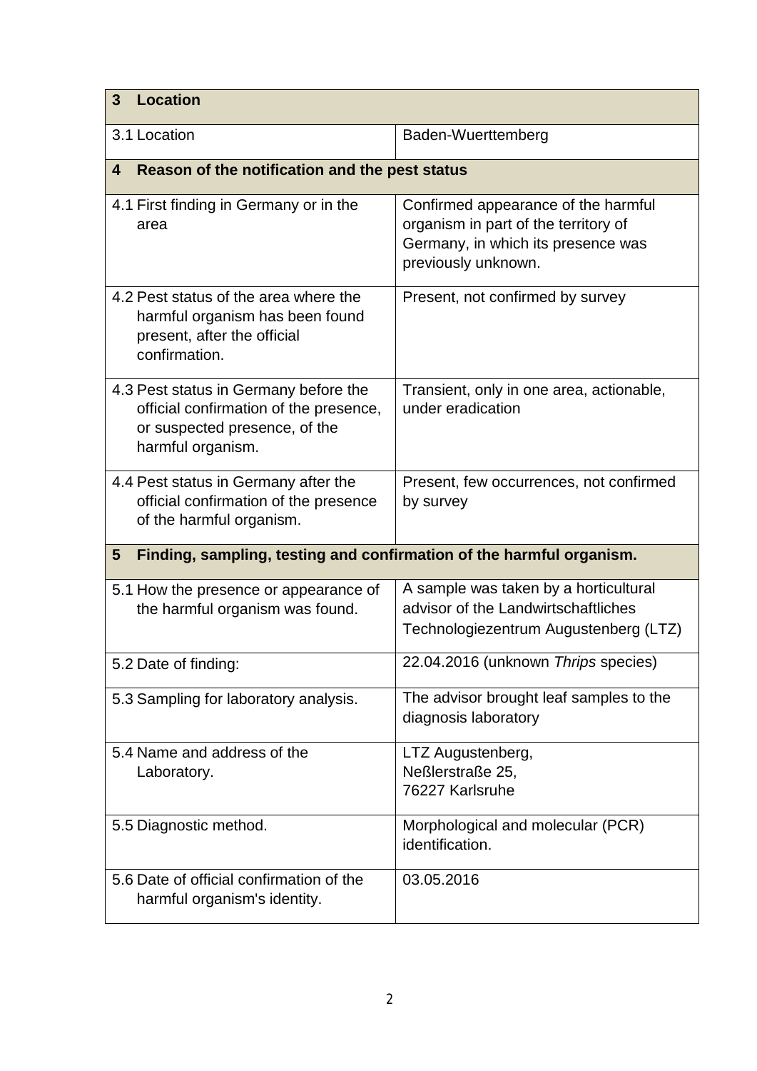| **3 Location** | |
|---|---|
| 3.1 Location | Baden-Wuerttemberg |
| **4 Reason of the notification and the pest status** | |
| 4.1 First finding in Germany or in the area | Confirmed appearance of the harmful organism in part of the territory of Germany, in which its presence was previously unknown. |
| 4.2 Pest status of the area where the harmful organism has been found present, after the official confirmation. | Present, not confirmed by survey |
| 4.3 Pest status in Germany before the official confirmation of the presence, or suspected presence, of the harmful organism. | Transient, only in one area, actionable, under eradication |
| 4.4 Pest status in Germany after the official confirmation of the presence of the harmful organism. | Present, few occurrences, not confirmed by survey |
| **5 Finding, sampling, testing and confirmation of the harmful organism.** | |
| 5.1 How the presence or appearance of the harmful organism was found. | A sample was taken by a horticultural advisor of the Landwirtschaftliches Technologiezentrum Augustenberg (LTZ) |
| 5.2 Date of finding: | 22.04.2016 (unknown *Thrips* species) |
| 5.3 Sampling for laboratory analysis. | The advisor brought leaf samples to the diagnosis laboratory |
| 5.4 Name and address of the Laboratory. | LTZ Augustenberg,<br>Neßlerstraße 25,<br>76227 Karlsruhe |
| 5.5 Diagnostic method. | Morphological and molecular (PCR) identification. |
| 5.6 Date of official confirmation of the harmful organism's identity. | 03.05.2016 |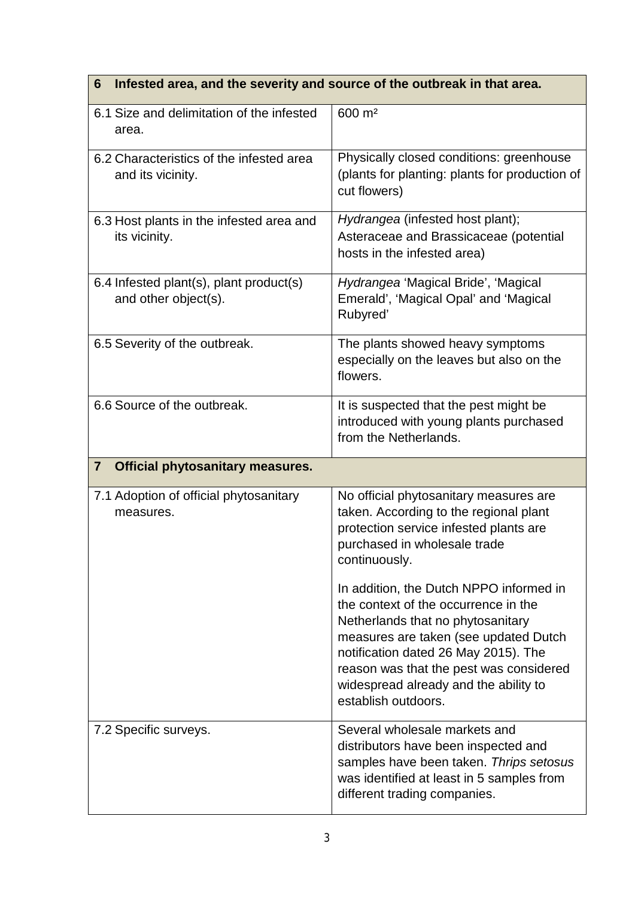| **6 Infested area, and the severity and source of the outbreak in that area.** | |
|---|---|
| 6.1 Size and delimitation of the infested area. | 600 m² |
| 6.2 Characteristics of the infested area and its vicinity. | Physically closed conditions: greenhouse (plants for planting: plants for production of cut flowers) |
| 6.3 Host plants in the infested area and its vicinity. | *Hydrangea* (infested host plant); Asteraceae and Brassicaceae (potential hosts in the infested area) |
| 6.4 Infested plant(s), plant product(s) and other object(s). | *Hydrangea* 'Magical Bride', 'Magical Emerald', 'Magical Opal' and 'Magical Rubyred' |
| 6.5 Severity of the outbreak. | The plants showed heavy symptoms especially on the leaves but also on the flowers. |
| 6.6 Source of the outbreak. | It is suspected that the pest might be introduced with young plants purchased from the Netherlands. |
| **7 Official phytosanitary measures.** | |
| 7.1 Adoption of official phytosanitary measures. | No official phytosanitary measures are taken. According to the regional plant protection service infested plants are purchased in wholesale trade continuously.<br><br>In addition, the Dutch NPPO informed in the context of the occurrence in the Netherlands that no phytosanitary measures are taken (see updated Dutch notification dated 26 May 2015). The reason was that the pest was considered widespread already and the ability to establish outdoors. |
| 7.2 Specific surveys. | Several wholesale markets and distributors have been inspected and samples have been taken. *Thrips setosus* was identified at least in 5 samples from different trading companies. |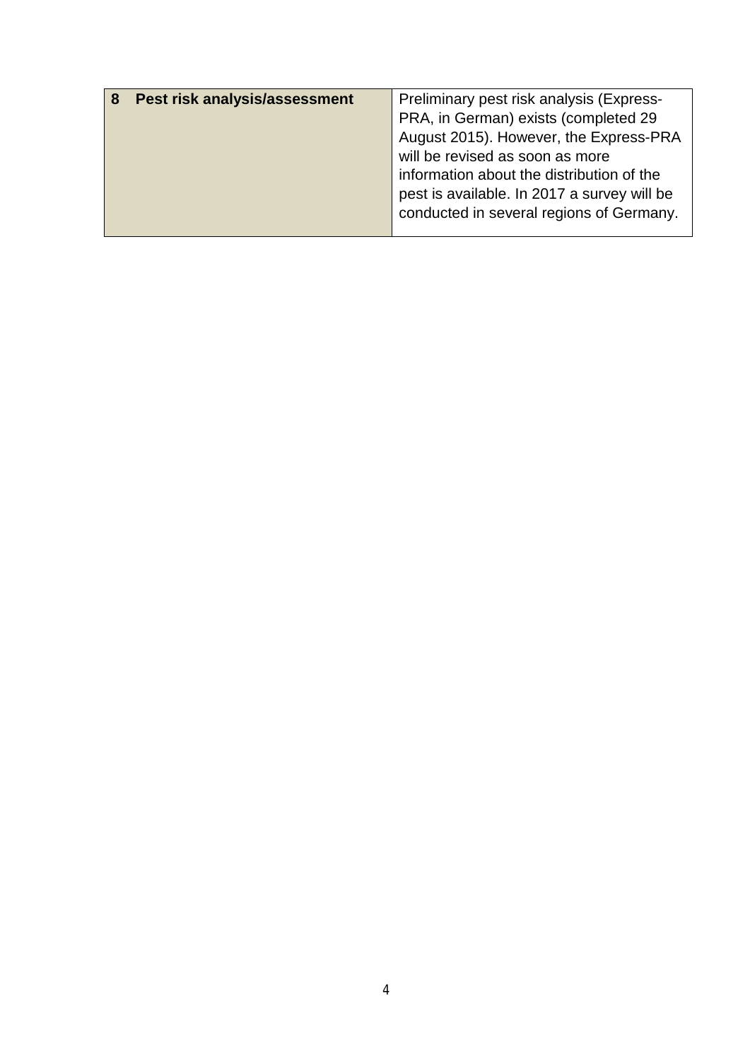| | |
|---|---|
| **8 Pest risk analysis/assessment** | Preliminary pest risk analysis (Express-PRA, in German) exists (completed 29 August 2015). However, the Express-PRA will be revised as soon as more information about the distribution of the pest is available. In 2017 a survey will be conducted in several regions of Germany. |